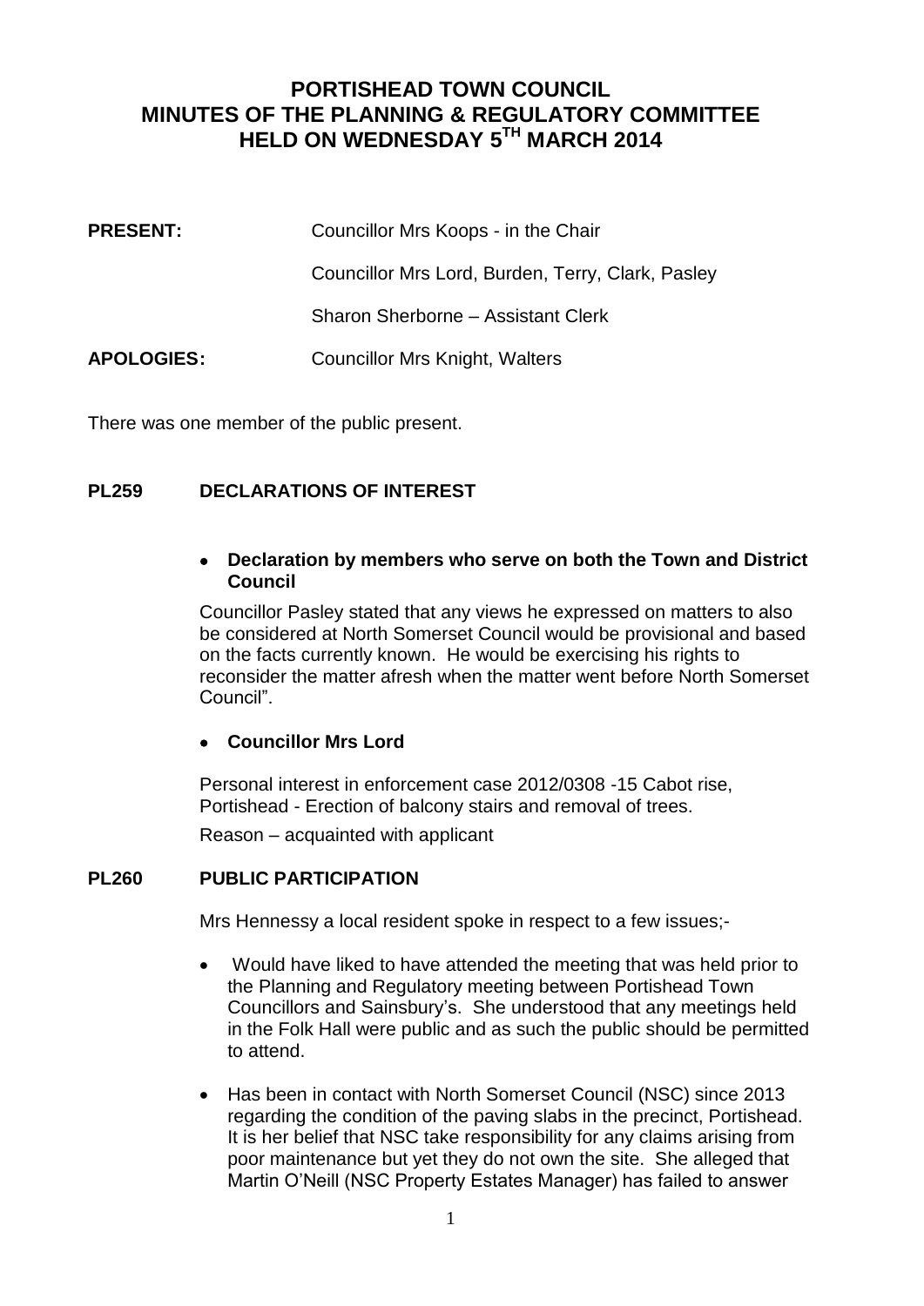# PORTISHEAD TOWN COUNCIL
# MINUTES OF THE PLANNING & REGULATORY COMMITTEE
# HELD ON WEDNESDAY 5TH MARCH 2014

**PRESENT:** Councillor Mrs Koops - in the Chair

Councillor Mrs Lord, Burden, Terry, Clark, Pasley

Sharon Sherborne – Assistant Clerk

**APOLOGIES:** Councillor Mrs Knight, Walters

There was one member of the public present.

## PL259 DECLARATIONS OF INTEREST

- **Declaration by members who serve on both the Town and District Council**

Councillor Pasley stated that any views he expressed on matters to also be considered at North Somerset Council would be provisional and based on the facts currently known. He would be exercising his rights to reconsider the matter afresh when the matter went before North Somerset Council".

- **Councillor Mrs Lord**

Personal interest in enforcement case 2012/0308 -15 Cabot rise, Portishead - Erection of balcony stairs and removal of trees.

Reason – acquainted with applicant

## PL260 PUBLIC PARTICIPATION

Mrs Hennessy a local resident spoke in respect to a few issues;-

- Would have liked to have attended the meeting that was held prior to the Planning and Regulatory meeting between Portishead Town Councillors and Sainsbury's. She understood that any meetings held in the Folk Hall were public and as such the public should be permitted to attend.
- Has been in contact with North Somerset Council (NSC) since 2013 regarding the condition of the paving slabs in the precinct, Portishead. It is her belief that NSC take responsibility for any claims arising from poor maintenance but yet they do not own the site. She alleged that Martin O'Neill (NSC Property Estates Manager) has failed to answer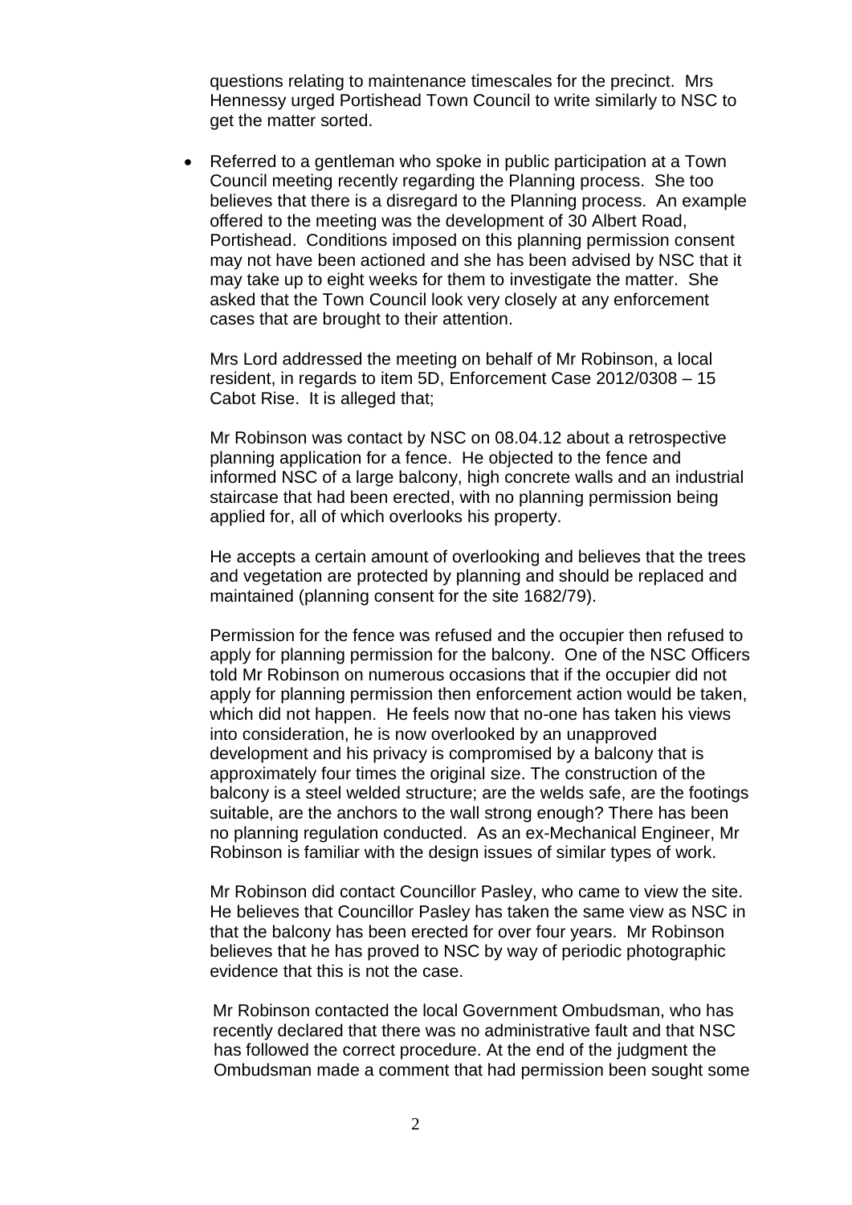questions relating to maintenance timescales for the precinct. Mrs Hennessy urged Portishead Town Council to write similarly to NSC to get the matter sorted.

- Referred to a gentleman who spoke in public participation at a Town Council meeting recently regarding the Planning process. She too believes that there is a disregard to the Planning process. An example offered to the meeting was the development of 30 Albert Road, Portishead. Conditions imposed on this planning permission consent may not have been actioned and she has been advised by NSC that it may take up to eight weeks for them to investigate the matter. She asked that the Town Council look very closely at any enforcement cases that are brought to their attention.

Mrs Lord addressed the meeting on behalf of Mr Robinson, a local resident, in regards to item 5D, Enforcement Case 2012/0308 – 15 Cabot Rise. It is alleged that;

Mr Robinson was contact by NSC on 08.04.12 about a retrospective planning application for a fence. He objected to the fence and informed NSC of a large balcony, high concrete walls and an industrial staircase that had been erected, with no planning permission being applied for, all of which overlooks his property.

He accepts a certain amount of overlooking and believes that the trees and vegetation are protected by planning and should be replaced and maintained (planning consent for the site 1682/79).

Permission for the fence was refused and the occupier then refused to apply for planning permission for the balcony. One of the NSC Officers told Mr Robinson on numerous occasions that if the occupier did not apply for planning permission then enforcement action would be taken, which did not happen. He feels now that no-one has taken his views into consideration, he is now overlooked by an unapproved development and his privacy is compromised by a balcony that is approximately four times the original size. The construction of the balcony is a steel welded structure; are the welds safe, are the footings suitable, are the anchors to the wall strong enough? There has been no planning regulation conducted. As an ex-Mechanical Engineer, Mr Robinson is familiar with the design issues of similar types of work.

Mr Robinson did contact Councillor Pasley, who came to view the site. He believes that Councillor Pasley has taken the same view as NSC in that the balcony has been erected for over four years. Mr Robinson believes that he has proved to NSC by way of periodic photographic evidence that this is not the case.

Mr Robinson contacted the local Government Ombudsman, who has recently declared that there was no administrative fault and that NSC has followed the correct procedure. At the end of the judgment the Ombudsman made a comment that had permission been sought some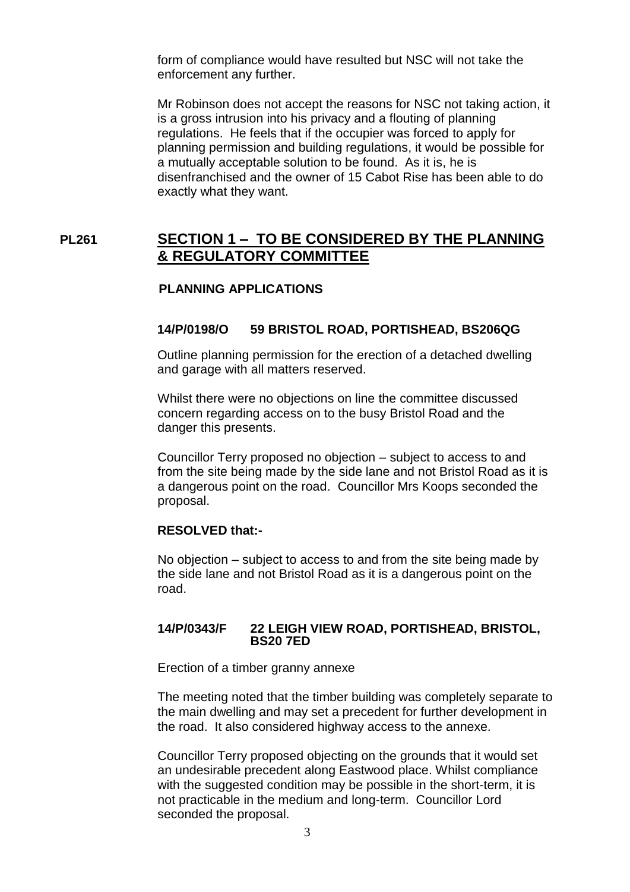form of compliance would have resulted but NSC will not take the enforcement any further.

Mr Robinson does not accept the reasons for NSC not taking action, it is a gross intrusion into his privacy and a flouting of planning regulations. He feels that if the occupier was forced to apply for planning permission and building regulations, it would be possible for a mutually acceptable solution to be found. As it is, he is disenfranchised and the owner of 15 Cabot Rise has been able to do exactly what they want.

## PL261 SECTION 1 – TO BE CONSIDERED BY THE PLANNING & REGULATORY COMMITTEE

**PLANNING APPLICATIONS**

**14/P/0198/O 59 BRISTOL ROAD, PORTISHEAD, BS206QG**

Outline planning permission for the erection of a detached dwelling and garage with all matters reserved.

Whilst there were no objections on line the committee discussed concern regarding access on to the busy Bristol Road and the danger this presents.

Councillor Terry proposed no objection – subject to access to and from the site being made by the side lane and not Bristol Road as it is a dangerous point on the road. Councillor Mrs Koops seconded the proposal.

**RESOLVED that:-**

No objection – subject to access to and from the site being made by the side lane and not Bristol Road as it is a dangerous point on the road.

**14/P/0343/F 22 LEIGH VIEW ROAD, PORTISHEAD, BRISTOL, BS20 7ED**

Erection of a timber granny annexe

The meeting noted that the timber building was completely separate to the main dwelling and may set a precedent for further development in the road. It also considered highway access to the annexe.

Councillor Terry proposed objecting on the grounds that it would set an undesirable precedent along Eastwood place. Whilst compliance with the suggested condition may be possible in the short-term, it is not practicable in the medium and long-term. Councillor Lord seconded the proposal.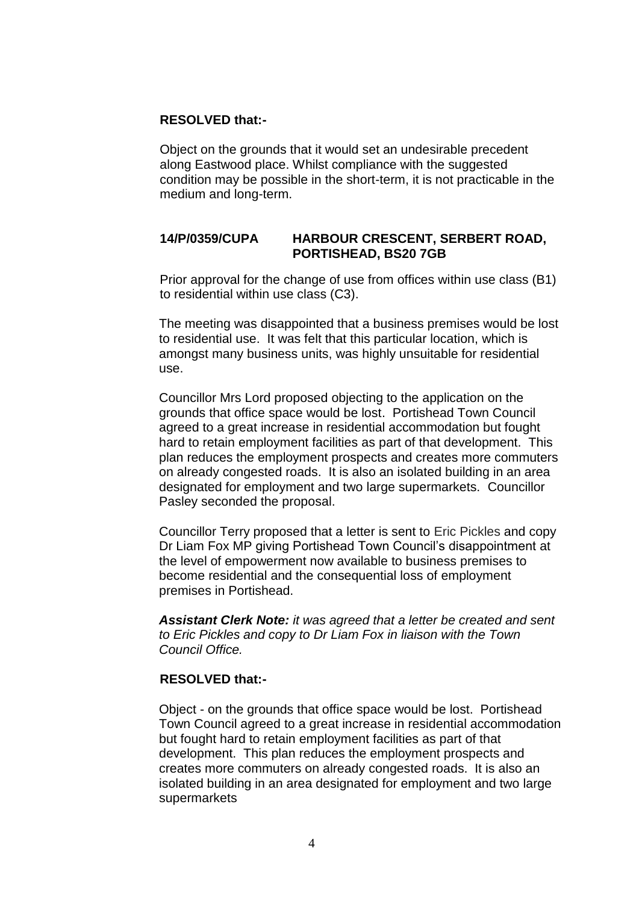**RESOLVED that:-**

Object on the grounds that it would set an undesirable precedent along Eastwood place. Whilst compliance with the suggested condition may be possible in the short-term, it is not practicable in the medium and long-term.

**14/P/0359/CUPA HARBOUR CRESCENT, SERBERT ROAD, PORTISHEAD, BS20 7GB**

Prior approval for the change of use from offices within use class (B1) to residential within use class (C3).

The meeting was disappointed that a business premises would be lost to residential use. It was felt that this particular location, which is amongst many business units, was highly unsuitable for residential use.

Councillor Mrs Lord proposed objecting to the application on the grounds that office space would be lost. Portishead Town Council agreed to a great increase in residential accommodation but fought hard to retain employment facilities as part of that development. This plan reduces the employment prospects and creates more commuters on already congested roads. It is also an isolated building in an area designated for employment and two large supermarkets. Councillor Pasley seconded the proposal.

Councillor Terry proposed that a letter is sent to Eric Pickles and copy Dr Liam Fox MP giving Portishead Town Council's disappointment at the level of empowerment now available to business premises to become residential and the consequential loss of employment premises in Portishead.

***Assistant Clerk Note:*** *it was agreed that a letter be created and sent to Eric Pickles and copy to Dr Liam Fox in liaison with the Town Council Office.*

**RESOLVED that:-**

Object - on the grounds that office space would be lost. Portishead Town Council agreed to a great increase in residential accommodation but fought hard to retain employment facilities as part of that development. This plan reduces the employment prospects and creates more commuters on already congested roads. It is also an isolated building in an area designated for employment and two large supermarkets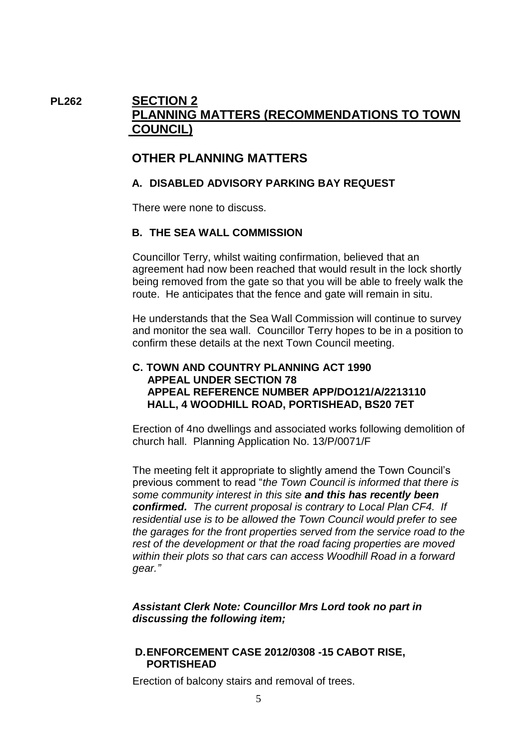**PL262** **SECTION 2**
**PLANNING MATTERS (RECOMMENDATIONS TO TOWN COUNCIL)**

## OTHER PLANNING MATTERS

### A. DISABLED ADVISORY PARKING BAY REQUEST

There were none to discuss.

### B. THE SEA WALL COMMISSION

Councillor Terry, whilst waiting confirmation, believed that an agreement had now been reached that would result in the lock shortly being removed from the gate so that you will be able to freely walk the route. He anticipates that the fence and gate will remain in situ.

He understands that the Sea Wall Commission will continue to survey and monitor the sea wall. Councillor Terry hopes to be in a position to confirm these details at the next Town Council meeting.

### C. TOWN AND COUNTRY PLANNING ACT 1990
### APPEAL UNDER SECTION 78
### APPEAL REFERENCE NUMBER APP/DO121/A/2213110
### HALL, 4 WOODHILL ROAD, PORTISHEAD, BS20 7ET

Erection of 4no dwellings and associated works following demolition of church hall. Planning Application No. 13/P/0071/F

The meeting felt it appropriate to slightly amend the Town Council's previous comment to read "*the Town Council is informed that there is some community interest in this site* ***and this has recently been confirmed.*** *The current proposal is contrary to Local Plan CF4. If residential use is to be allowed the Town Council would prefer to see the garages for the front properties served from the service road to the rest of the development or that the road facing properties are moved within their plots so that cars can access Woodhill Road in a forward gear.*"

***Assistant Clerk Note: Councillor Mrs Lord took no part in discussing the following item;***

### D. ENFORCEMENT CASE 2012/0308 -15 CABOT RISE, PORTISHEAD

Erection of balcony stairs and removal of trees.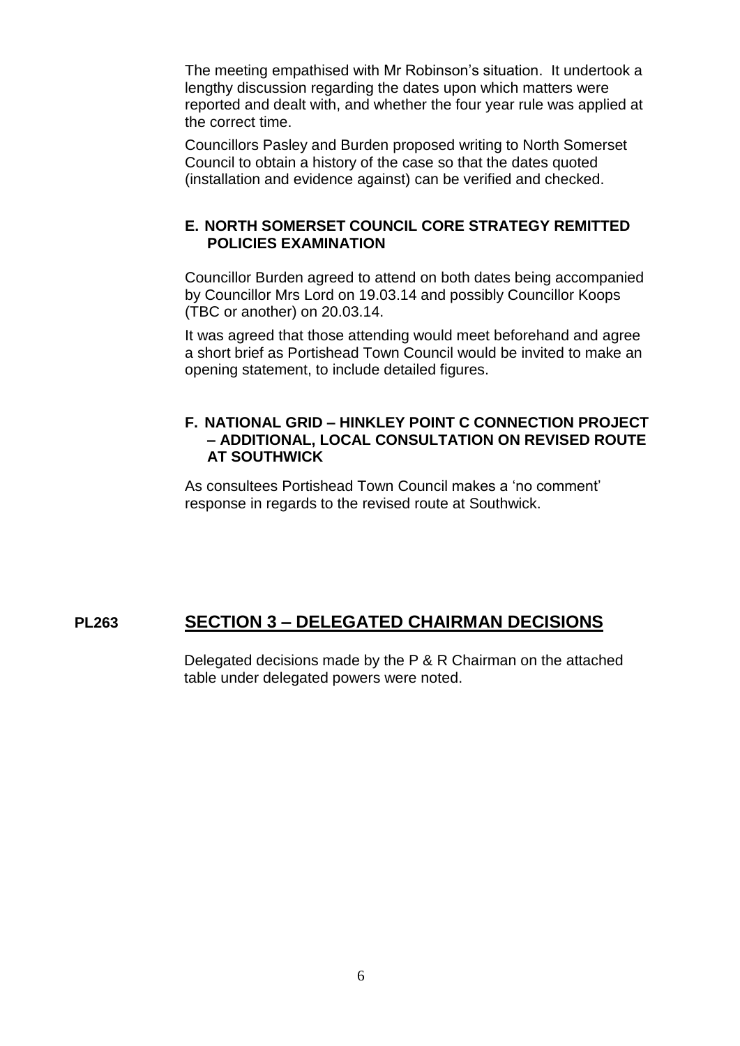The meeting empathised with Mr Robinson's situation. It undertook a lengthy discussion regarding the dates upon which matters were reported and dealt with, and whether the four year rule was applied at the correct time.

Councillors Pasley and Burden proposed writing to North Somerset Council to obtain a history of the case so that the dates quoted (installation and evidence against) can be verified and checked.

### E. NORTH SOMERSET COUNCIL CORE STRATEGY REMITTED POLICIES EXAMINATION

Councillor Burden agreed to attend on both dates being accompanied by Councillor Mrs Lord on 19.03.14 and possibly Councillor Koops (TBC or another) on 20.03.14.

It was agreed that those attending would meet beforehand and agree a short brief as Portishead Town Council would be invited to make an opening statement, to include detailed figures.

### F. NATIONAL GRID – HINKLEY POINT C CONNECTION PROJECT – ADDITIONAL, LOCAL CONSULTATION ON REVISED ROUTE AT SOUTHWICK

As consultees Portishead Town Council makes a 'no comment' response in regards to the revised route at Southwick.

## PL263 SECTION 3 – DELEGATED CHAIRMAN DECISIONS

Delegated decisions made by the P & R Chairman on the attached table under delegated powers were noted.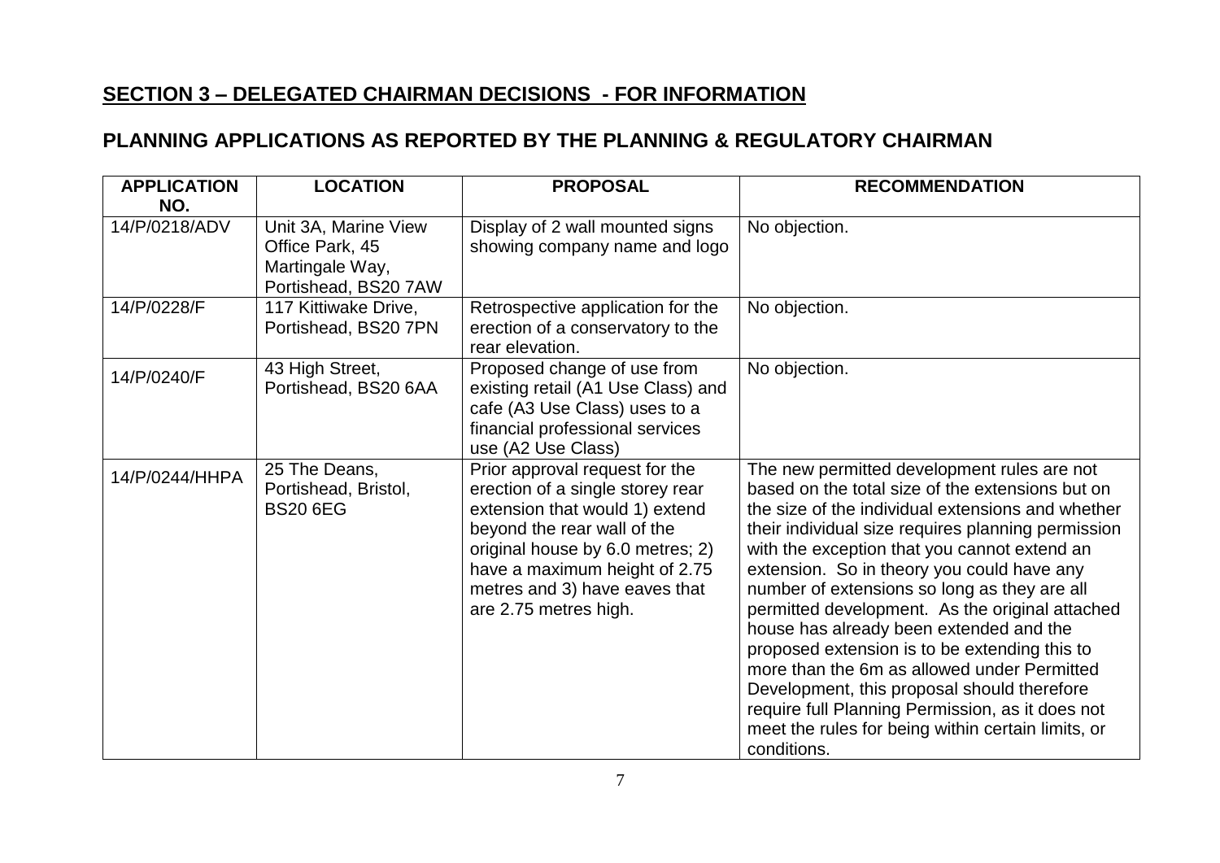## SECTION 3 – DELEGATED CHAIRMAN DECISIONS - FOR INFORMATION

## PLANNING APPLICATIONS AS REPORTED BY THE PLANNING & REGULATORY CHAIRMAN

| APPLICATION NO. | LOCATION | PROPOSAL | RECOMMENDATION |
|---|---|---|---|
| 14/P/0218/ADV | Unit 3A, Marine View Office Park, 45 Martingale Way, Portishead, BS20 7AW | Display of 2 wall mounted signs showing company name and logo | No objection. |
| 14/P/0228/F | 117 Kittiwake Drive, Portishead, BS20 7PN | Retrospective application for the erection of a conservatory to the rear elevation. | No objection. |
| 14/P/0240/F | 43 High Street, Portishead, BS20 6AA | Proposed change of use from existing retail (A1 Use Class) and cafe (A3 Use Class) uses to a financial professional services use (A2 Use Class) | No objection. |
| 14/P/0244/HHPA | 25 The Deans, Portishead, Bristol, BS20 6EG | Prior approval request for the erection of a single storey rear extension that would 1) extend beyond the rear wall of the original house by 6.0 metres; 2) have a maximum height of 2.75 metres and 3) have eaves that are 2.75 metres high. | The new permitted development rules are not based on the total size of the extensions but on the size of the individual extensions and whether their individual size requires planning permission with the exception that you cannot extend an extension. So in theory you could have any number of extensions so long as they are all permitted development. As the original attached house has already been extended and the proposed extension is to be extending this to more than the 6m as allowed under Permitted Development, this proposal should therefore require full Planning Permission, as it does not meet the rules for being within certain limits, or conditions. |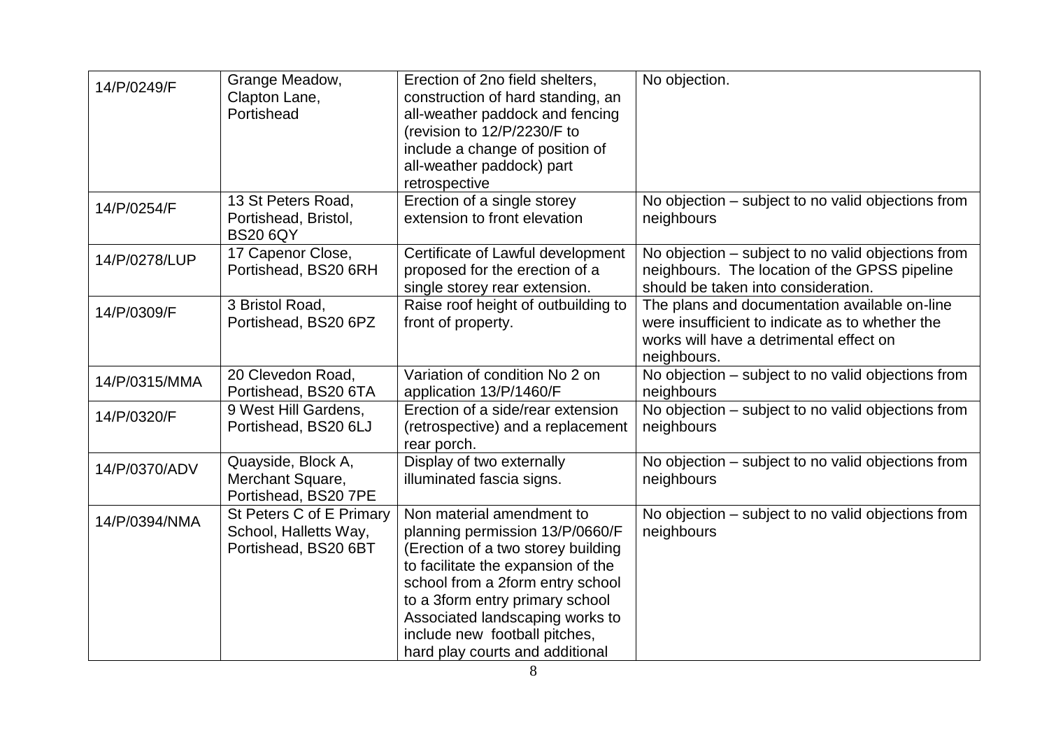| | | | |
|---|---|---|---|
| 14/P/0249/F | Grange Meadow, Clapton Lane, Portishead | Erection of 2no field shelters, construction of hard standing, an all-weather paddock and fencing (revision to 12/P/2230/F to include a change of position of all-weather paddock) part retrospective | No objection. |
| 14/P/0254/F | 13 St Peters Road, Portishead, Bristol, BS20 6QY | Erection of a single storey extension to front elevation | No objection – subject to no valid objections from neighbours |
| 14/P/0278/LUP | 17 Capenor Close, Portishead, BS20 6RH | Certificate of Lawful development proposed for the erection of a single storey rear extension. | No objection – subject to no valid objections from neighbours. The location of the GPSS pipeline should be taken into consideration. |
| 14/P/0309/F | 3 Bristol Road, Portishead, BS20 6PZ | Raise roof height of outbuilding to front of property. | The plans and documentation available on-line were insufficient to indicate as to whether the works will have a detrimental effect on neighbours. |
| 14/P/0315/MMA | 20 Clevedon Road, Portishead, BS20 6TA | Variation of condition No 2 on application 13/P/1460/F | No objection – subject to no valid objections from neighbours |
| 14/P/0320/F | 9 West Hill Gardens, Portishead, BS20 6LJ | Erection of a side/rear extension (retrospective) and a replacement rear porch. | No objection – subject to no valid objections from neighbours |
| 14/P/0370/ADV | Quayside, Block A, Merchant Square, Portishead, BS20 7PE | Display of two externally illuminated fascia signs. | No objection – subject to no valid objections from neighbours |
| 14/P/0394/NMA | St Peters C of E Primary School, Halletts Way, Portishead, BS20 6BT | Non material amendment to planning permission 13/P/0660/F (Erection of a two storey building to facilitate the expansion of the school from a 2form entry school to a 3form entry primary school Associated landscaping works to include new football pitches, hard play courts and additional | No objection – subject to no valid objections from neighbours |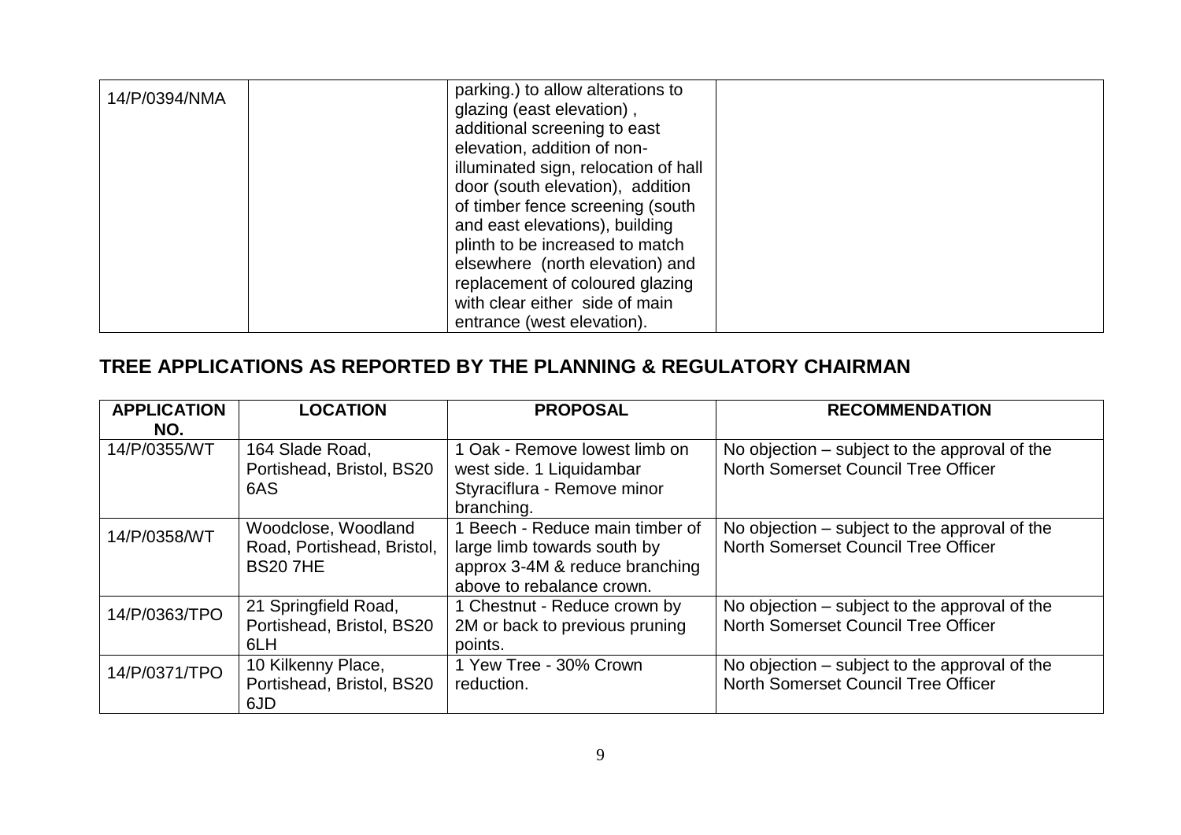| | | | |
|---|---|---|---|
| 14/P/0394/NMA | | parking.) to allow alterations to glazing (east elevation) , additional screening to east elevation, addition of non-illuminated sign, relocation of hall door (south elevation), addition of timber fence screening (south and east elevations), building plinth to be increased to match elsewhere (north elevation) and replacement of coloured glazing with clear either side of main entrance (west elevation). | |

## TREE APPLICATIONS AS REPORTED BY THE PLANNING & REGULATORY CHAIRMAN

| APPLICATION NO. | LOCATION | PROPOSAL | RECOMMENDATION |
|---|---|---|---|
| 14/P/0355/WT | 164 Slade Road, Portishead, Bristol, BS20 6AS | 1 Oak - Remove lowest limb on west side. 1 Liquidambar Styraciflura - Remove minor branching. | No objection – subject to the approval of the North Somerset Council Tree Officer |
| 14/P/0358/WT | Woodclose, Woodland Road, Portishead, Bristol, BS20 7HE | 1 Beech - Reduce main timber of large limb towards south by approx 3-4M & reduce branching above to rebalance crown. | No objection – subject to the approval of the North Somerset Council Tree Officer |
| 14/P/0363/TPO | 21 Springfield Road, Portishead, Bristol, BS20 6LH | 1 Chestnut - Reduce crown by 2M or back to previous pruning points. | No objection – subject to the approval of the North Somerset Council Tree Officer |
| 14/P/0371/TPO | 10 Kilkenny Place, Portishead, Bristol, BS20 6JD | 1 Yew Tree - 30% Crown reduction. | No objection – subject to the approval of the North Somerset Council Tree Officer |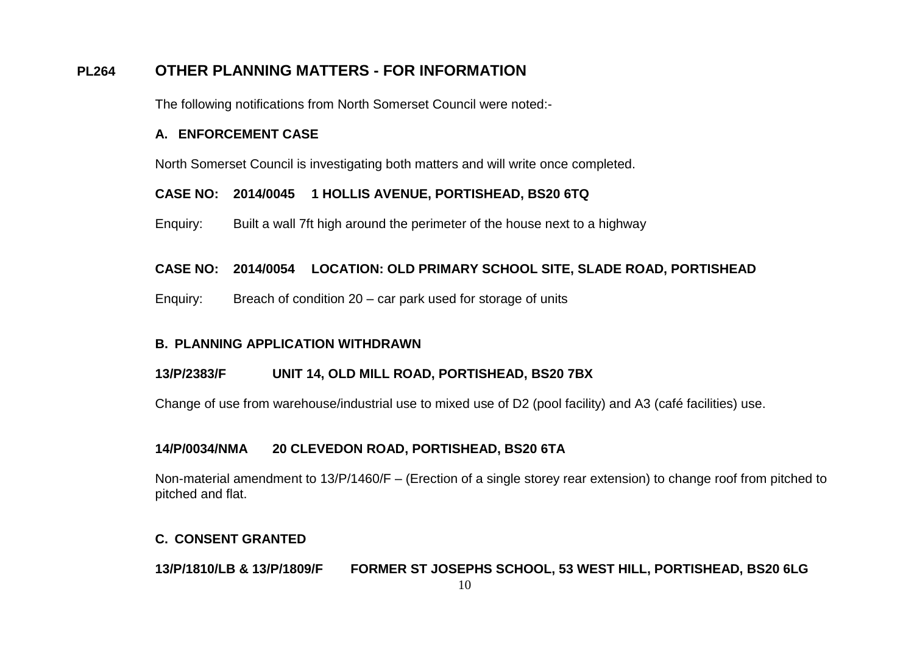## PL264 OTHER PLANNING MATTERS - FOR INFORMATION

The following notifications from North Somerset Council were noted:-

### A. ENFORCEMENT CASE

North Somerset Council is investigating both matters and will write once completed.

**CASE NO: 2014/0045 1 HOLLIS AVENUE, PORTISHEAD, BS20 6TQ**

Enquiry: Built a wall 7ft high around the perimeter of the house next to a highway

**CASE NO: 2014/0054 LOCATION: OLD PRIMARY SCHOOL SITE, SLADE ROAD, PORTISHEAD**

Enquiry: Breach of condition 20 – car park used for storage of units

### B. PLANNING APPLICATION WITHDRAWN

**13/P/2383/F UNIT 14, OLD MILL ROAD, PORTISHEAD, BS20 7BX**

Change of use from warehouse/industrial use to mixed use of D2 (pool facility) and A3 (café facilities) use.

**14/P/0034/NMA 20 CLEVEDON ROAD, PORTISHEAD, BS20 6TA**

Non-material amendment to 13/P/1460/F – (Erection of a single storey rear extension) to change roof from pitched to pitched and flat.

### C. CONSENT GRANTED

**13/P/1810/LB & 13/P/1809/F FORMER ST JOSEPHS SCHOOL, 53 WEST HILL, PORTISHEAD, BS20 6LG**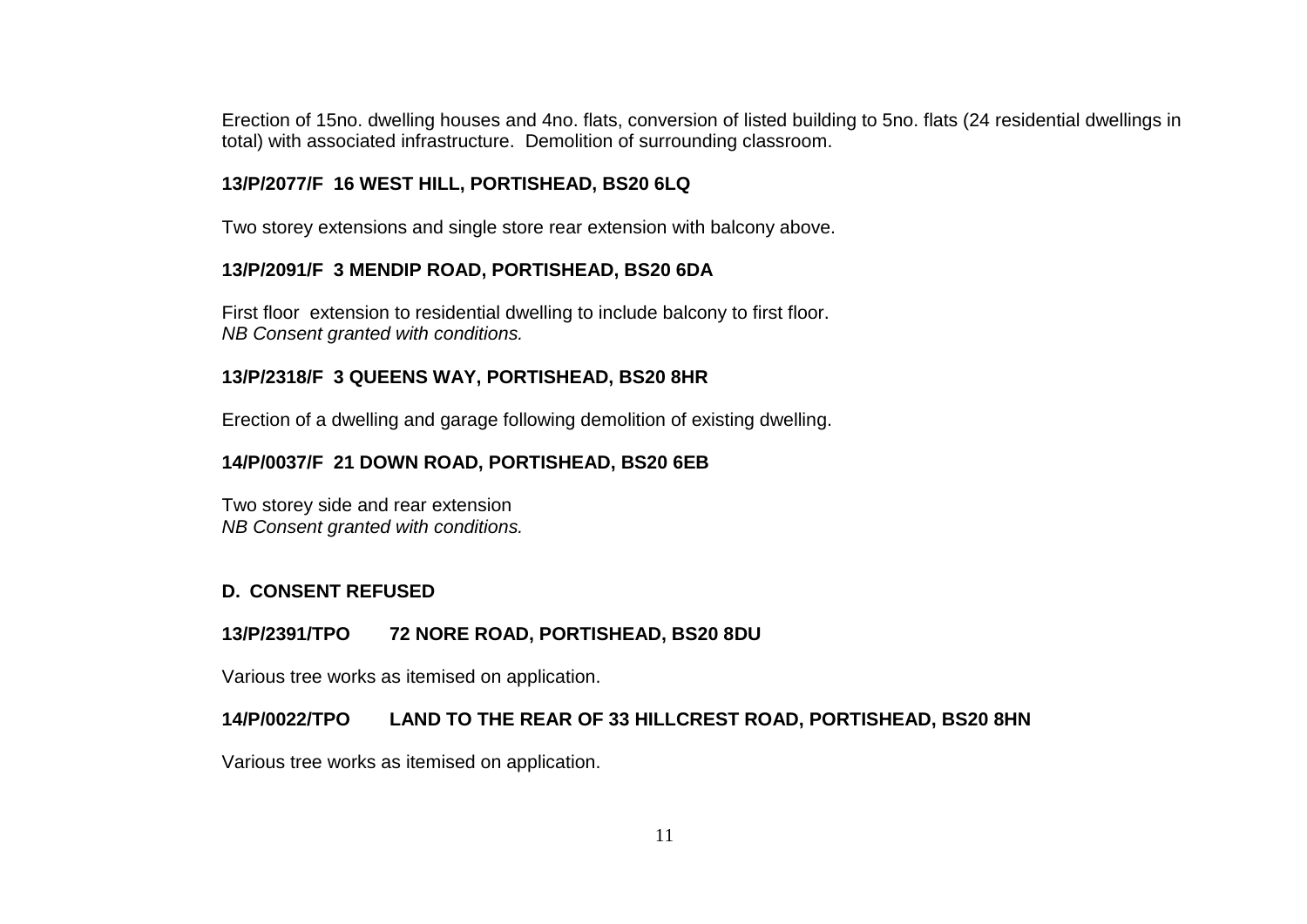Erection of 15no. dwelling houses and 4no. flats, conversion of listed building to 5no. flats (24 residential dwellings in total) with associated infrastructure. Demolition of surrounding classroom.

**13/P/2077/F 16 WEST HILL, PORTISHEAD, BS20 6LQ**

Two storey extensions and single store rear extension with balcony above.

**13/P/2091/F 3 MENDIP ROAD, PORTISHEAD, BS20 6DA**

First floor extension to residential dwelling to include balcony to first floor.
*NB Consent granted with conditions.*

**13/P/2318/F 3 QUEENS WAY, PORTISHEAD, BS20 8HR**

Erection of a dwelling and garage following demolition of existing dwelling.

**14/P/0037/F 21 DOWN ROAD, PORTISHEAD, BS20 6EB**

Two storey side and rear extension
*NB Consent granted with conditions.*

## D. CONSENT REFUSED

**13/P/2391/TPO 72 NORE ROAD, PORTISHEAD, BS20 8DU**

Various tree works as itemised on application.

**14/P/0022/TPO LAND TO THE REAR OF 33 HILLCREST ROAD, PORTISHEAD, BS20 8HN**

Various tree works as itemised on application.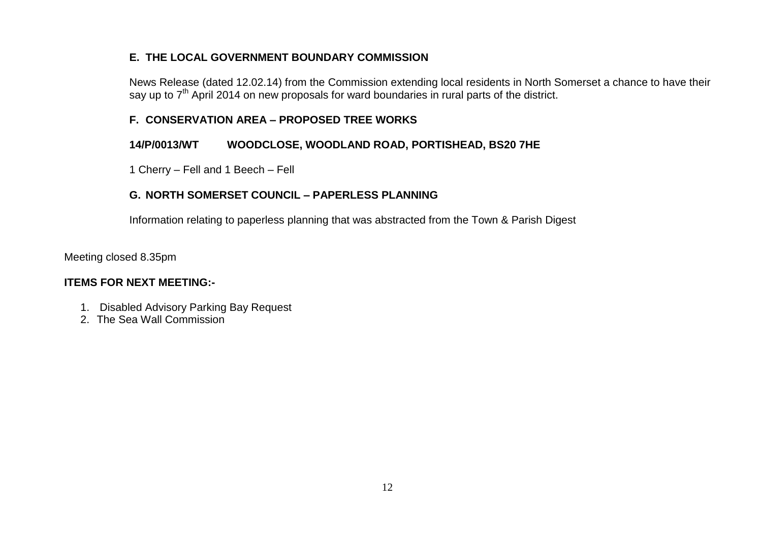### E. THE LOCAL GOVERNMENT BOUNDARY COMMISSION

News Release (dated 12.02.14) from the Commission extending local residents in North Somerset a chance to have their say up to 7th April 2014 on new proposals for ward boundaries in rural parts of the district.

### F. CONSERVATION AREA – PROPOSED TREE WORKS

**14/P/0013/WT WOODCLOSE, WOODLAND ROAD, PORTISHEAD, BS20 7HE**

1 Cherry – Fell and 1 Beech – Fell

### G. NORTH SOMERSET COUNCIL – PAPERLESS PLANNING

Information relating to paperless planning that was abstracted from the Town & Parish Digest

Meeting closed 8.35pm

**ITEMS FOR NEXT MEETING:-**

1. Disabled Advisory Parking Bay Request
2. The Sea Wall Commission